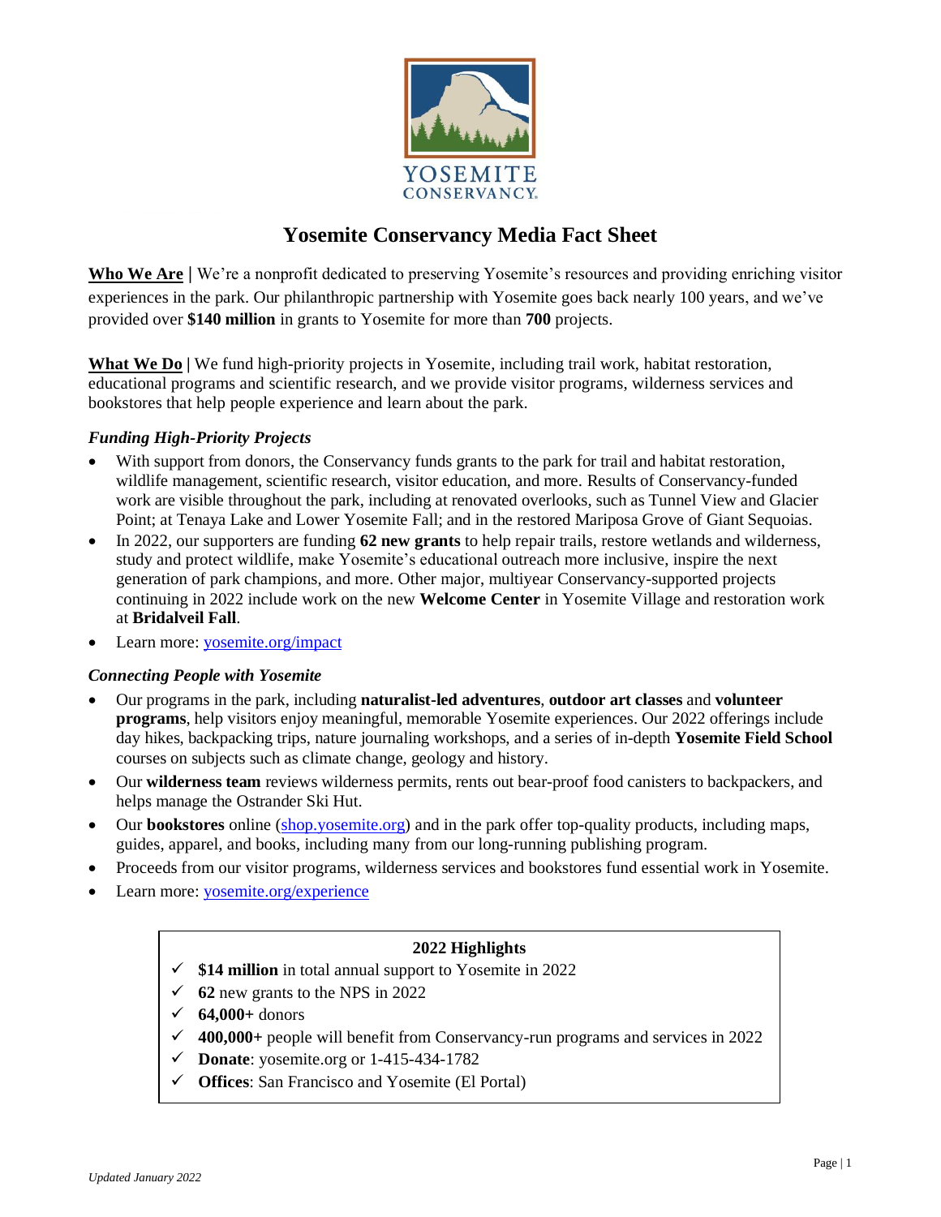YOSEMITE CONSERVANCY

# Yosemite Conservancy Media Fact Sheet

**Who We Are |** We're a nonprofit dedicated to preserving Yosemite's resources and providing enriching visitor experiences in the park. Our philanthropic partnership with Yosemite goes back nearly 100 years, and we've provided over **$140 million** in grants to Yosemite for more than **700** projects.

**What We Do |** We fund high-priority projects in Yosemite, including trail work, habitat restoration, educational programs and scientific research, and we provide visitor programs, wilderness services and bookstores that help people experience and learn about the park.

### *Funding High-Priority Projects*

- With support from donors, the Conservancy funds grants to the park for trail and habitat restoration, wildlife management, scientific research, visitor education, and more. Results of Conservancy-funded work are visible throughout the park, including at renovated overlooks, such as Tunnel View and Glacier Point; at Tenaya Lake and Lower Yosemite Fall; and in the restored Mariposa Grove of Giant Sequoias.
- In 2022, our supporters are funding **62 new grants** to help repair trails, restore wetlands and wilderness, study and protect wildlife, make Yosemite's educational outreach more inclusive, inspire the next generation of park champions, and more. Other major, multiyear Conservancy-supported projects continuing in 2022 include work on the new **Welcome Center** in Yosemite Village and restoration work at **Bridalveil Fall**.
- Learn more: yosemite.org/impact

### *Connecting People with Yosemite*

- Our programs in the park, including **naturalist-led adventures**, **outdoor art classes** and **volunteer programs**, help visitors enjoy meaningful, memorable Yosemite experiences. Our 2022 offerings include day hikes, backpacking trips, nature journaling workshops, and a series of in-depth **Yosemite Field School** courses on subjects such as climate change, geology and history.
- Our **wilderness team** reviews wilderness permits, rents out bear-proof food canisters to backpackers, and helps manage the Ostrander Ski Hut.
- Our **bookstores** online (shop.yosemite.org) and in the park offer top-quality products, including maps, guides, apparel, and books, including many from our long-running publishing program.
- Proceeds from our visitor programs, wilderness services and bookstores fund essential work in Yosemite.
- Learn more: yosemite.org/experience

**2022 Highlights**

- ✓ **$14 million** in total annual support to Yosemite in 2022
- ✓ **62** new grants to the NPS in 2022
- ✓ **64,000+** donors
- ✓ **400,000+** people will benefit from Conservancy-run programs and services in 2022
- ✓ **Donate**: yosemite.org or 1-415-434-1782
- ✓ **Offices**: San Francisco and Yosemite (El Portal)

*Updated January 2022*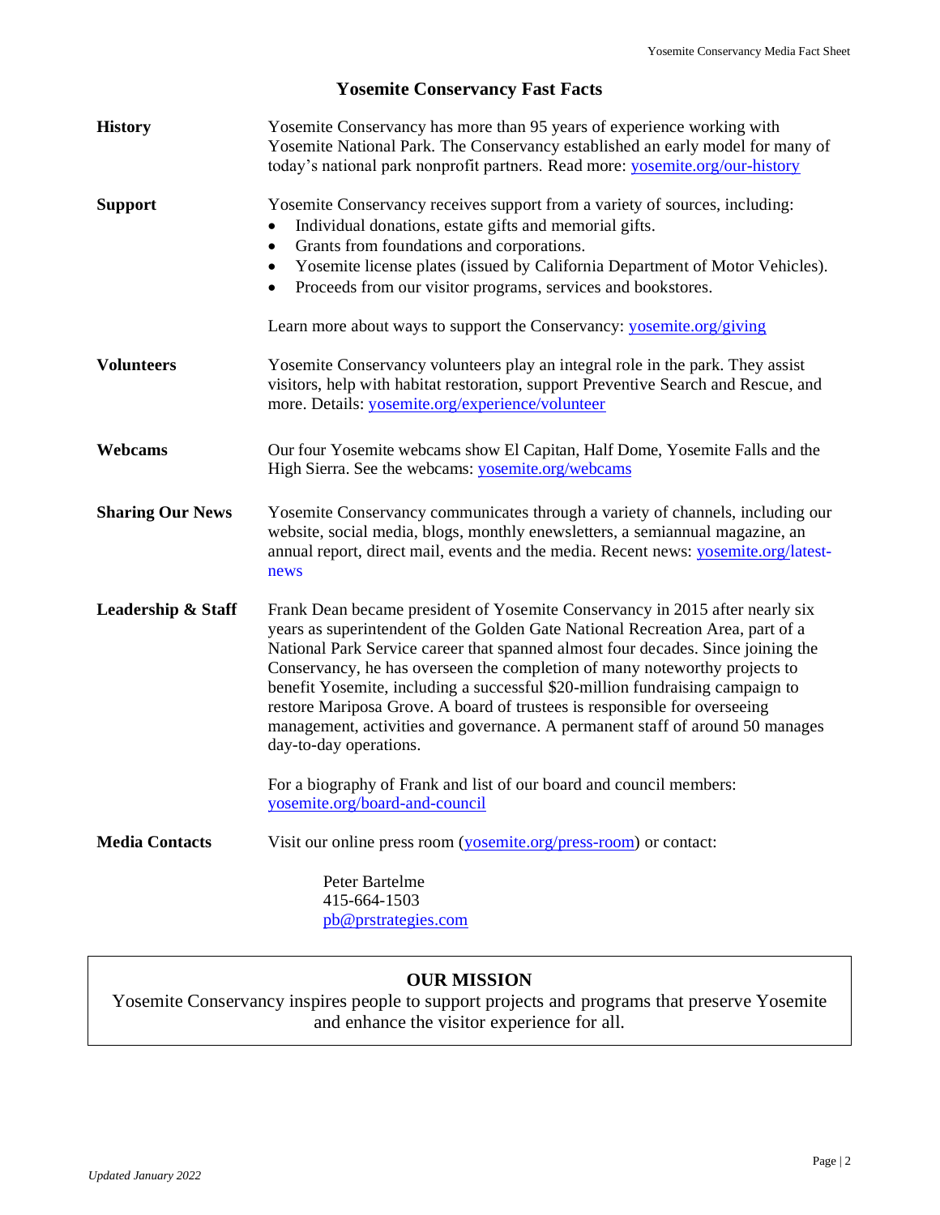## Yosemite Conservancy Fast Facts

**History**

Yosemite Conservancy has more than 95 years of experience working with Yosemite National Park. The Conservancy established an early model for many of today's national park nonprofit partners. Read more: yosemite.org/our-history

**Support**

Yosemite Conservancy receives support from a variety of sources, including:

- Individual donations, estate gifts and memorial gifts.
- Grants from foundations and corporations.
- Yosemite license plates (issued by California Department of Motor Vehicles).
- Proceeds from our visitor programs, services and bookstores.

Learn more about ways to support the Conservancy: yosemite.org/giving

**Volunteers**

Yosemite Conservancy volunteers play an integral role in the park. They assist visitors, help with habitat restoration, support Preventive Search and Rescue, and more. Details: yosemite.org/experience/volunteer

**Webcams**

Our four Yosemite webcams show El Capitan, Half Dome, Yosemite Falls and the High Sierra. See the webcams: yosemite.org/webcams

**Sharing Our News**

Yosemite Conservancy communicates through a variety of channels, including our website, social media, blogs, monthly enewsletters, a semiannual magazine, an annual report, direct mail, events and the media. Recent news: yosemite.org/latest-news

**Leadership & Staff**

Frank Dean became president of Yosemite Conservancy in 2015 after nearly six years as superintendent of the Golden Gate National Recreation Area, part of a National Park Service career that spanned almost four decades. Since joining the Conservancy, he has overseen the completion of many noteworthy projects to benefit Yosemite, including a successful $20-million fundraising campaign to restore Mariposa Grove. A board of trustees is responsible for overseeing management, activities and governance. A permanent staff of around 50 manages day-to-day operations.

For a biography of Frank and list of our board and council members: yosemite.org/board-and-council

**Media Contacts**

Visit our online press room (yosemite.org/press-room) or contact:

Peter Bartelme
415-664-1503
pb@prstrategies.com

### OUR MISSION

Yosemite Conservancy inspires people to support projects and programs that preserve Yosemite and enhance the visitor experience for all.

*Updated January 2022*